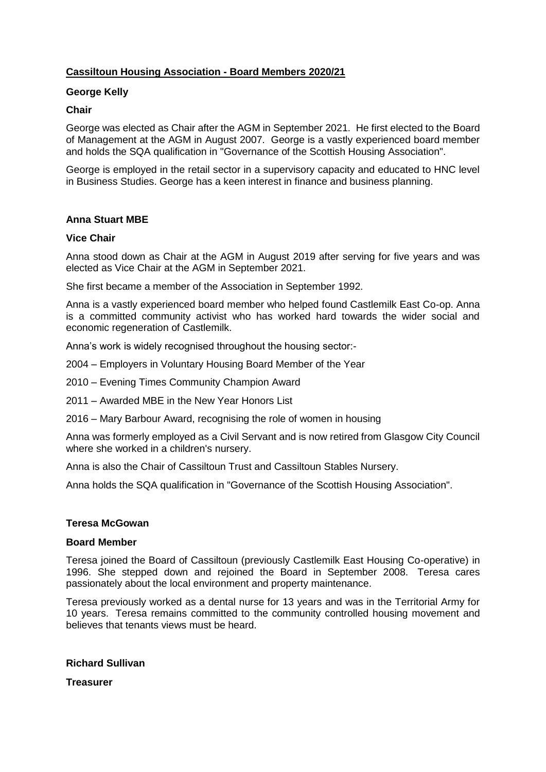# Cassiltoun Housing Association - Board Members 2020/21

## George Kelly

### Chair

George was elected as Chair after the AGM in September 2021. He first elected to the Board of Management at the AGM in August 2007. George is a vastly experienced board member and holds the SQA qualification in "Governance of the Scottish Housing Association".

George is employed in the retail sector in a supervisory capacity and educated to HNC level in Business Studies. George has a keen interest in finance and business planning.

## Anna Stuart MBE

### Vice Chair

Anna stood down as Chair at the AGM in August 2019 after serving for five years and was elected as Vice Chair at the AGM in September 2021.

She first became a member of the Association in September 1992.

Anna is a vastly experienced board member who helped found Castlemilk East Co-op. Anna is a committed community activist who has worked hard towards the wider social and economic regeneration of Castlemilk.

Anna's work is widely recognised throughout the housing sector:-

2004 – Employers in Voluntary Housing Board Member of the Year

2010 – Evening Times Community Champion Award

2011 – Awarded MBE in the New Year Honors List

2016 – Mary Barbour Award, recognising the role of women in housing

Anna was formerly employed as a Civil Servant and is now retired from Glasgow City Council where she worked in a children's nursery.

Anna is also the Chair of Cassiltoun Trust and Cassiltoun Stables Nursery.

Anna holds the SQA qualification in "Governance of the Scottish Housing Association".

## Teresa McGowan

### Board Member

Teresa joined the Board of Cassiltoun (previously Castlemilk East Housing Co-operative) in 1996. She stepped down and rejoined the Board in September 2008. Teresa cares passionately about the local environment and property maintenance.

Teresa previously worked as a dental nurse for 13 years and was in the Territorial Army for 10 years. Teresa remains committed to the community controlled housing movement and believes that tenants views must be heard.

## Richard Sullivan

### Treasurer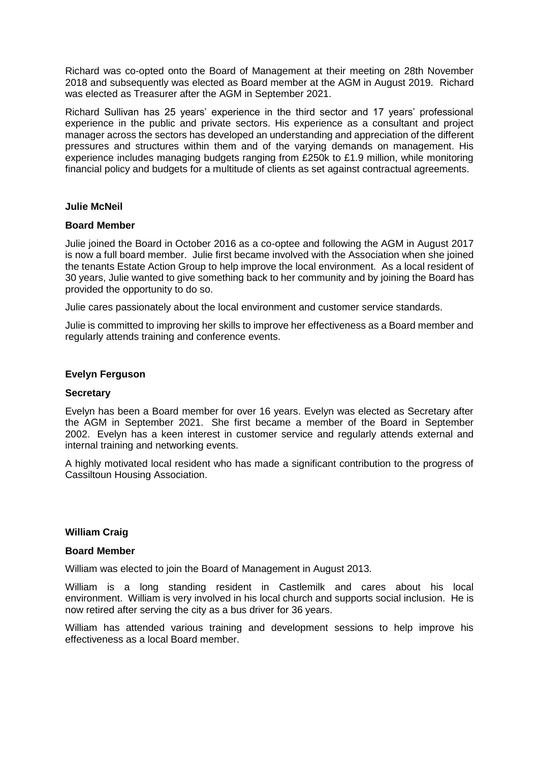Richard was co-opted onto the Board of Management at their meeting on 28th November 2018 and subsequently was elected as Board member at the AGM in August 2019. Richard was elected as Treasurer after the AGM in September 2021.

Richard Sullivan has 25 years' experience in the third sector and 17 years' professional experience in the public and private sectors. His experience as a consultant and project manager across the sectors has developed an understanding and appreciation of the different pressures and structures within them and of the varying demands on management. His experience includes managing budgets ranging from £250k to £1.9 million, while monitoring financial policy and budgets for a multitude of clients as set against contractual agreements.

**Julie McNeil**

**Board Member**

Julie joined the Board in October 2016 as a co-optee and following the AGM in August 2017 is now a full board member. Julie first became involved with the Association when she joined the tenants Estate Action Group to help improve the local environment. As a local resident of 30 years, Julie wanted to give something back to her community and by joining the Board has provided the opportunity to do so.

Julie cares passionately about the local environment and customer service standards.

Julie is committed to improving her skills to improve her effectiveness as a Board member and regularly attends training and conference events.

**Evelyn Ferguson**

**Secretary**

Evelyn has been a Board member for over 16 years. Evelyn was elected as Secretary after the AGM in September 2021. She first became a member of the Board in September 2002. Evelyn has a keen interest in customer service and regularly attends external and internal training and networking events.

A highly motivated local resident who has made a significant contribution to the progress of Cassiltoun Housing Association.

**William Craig**

**Board Member**

William was elected to join the Board of Management in August 2013.

William is a long standing resident in Castlemilk and cares about his local environment. William is very involved in his local church and supports social inclusion. He is now retired after serving the city as a bus driver for 36 years.

William has attended various training and development sessions to help improve his effectiveness as a local Board member.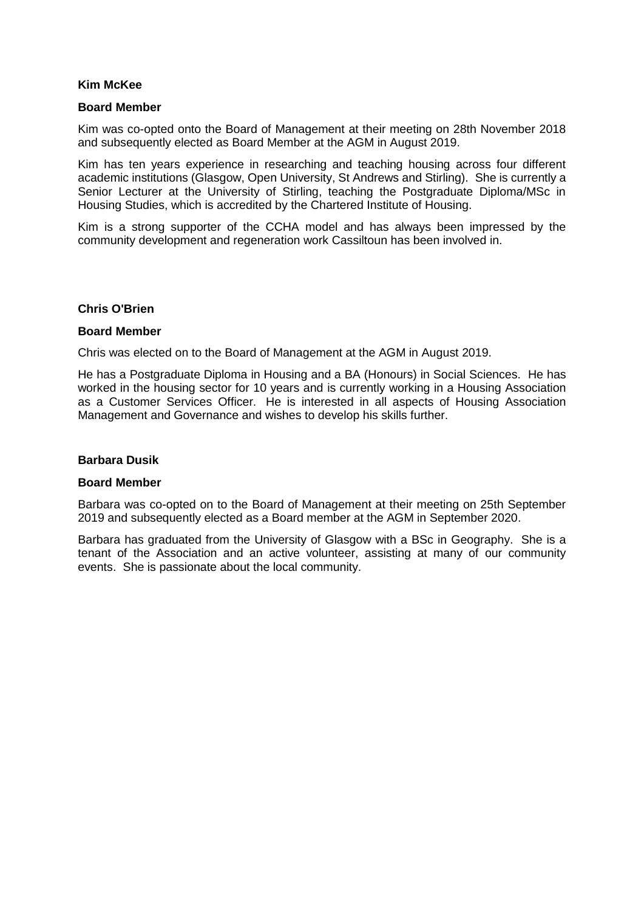**Kim McKee**

**Board Member**

Kim was co-opted onto the Board of Management at their meeting on 28th November 2018 and subsequently elected as Board Member at the AGM in August 2019.

Kim has ten years experience in researching and teaching housing across four different academic institutions (Glasgow, Open University, St Andrews and Stirling). She is currently a Senior Lecturer at the University of Stirling, teaching the Postgraduate Diploma/MSc in Housing Studies, which is accredited by the Chartered Institute of Housing.

Kim is a strong supporter of the CCHA model and has always been impressed by the community development and regeneration work Cassiltoun has been involved in.

**Chris O'Brien**

**Board Member**

Chris was elected on to the Board of Management at the AGM in August 2019.

He has a Postgraduate Diploma in Housing and a BA (Honours) in Social Sciences. He has worked in the housing sector for 10 years and is currently working in a Housing Association as a Customer Services Officer. He is interested in all aspects of Housing Association Management and Governance and wishes to develop his skills further.

**Barbara Dusik**

**Board Member**

Barbara was co-opted on to the Board of Management at their meeting on 25th September 2019 and subsequently elected as a Board member at the AGM in September 2020.

Barbara has graduated from the University of Glasgow with a BSc in Geography. She is a tenant of the Association and an active volunteer, assisting at many of our community events. She is passionate about the local community.